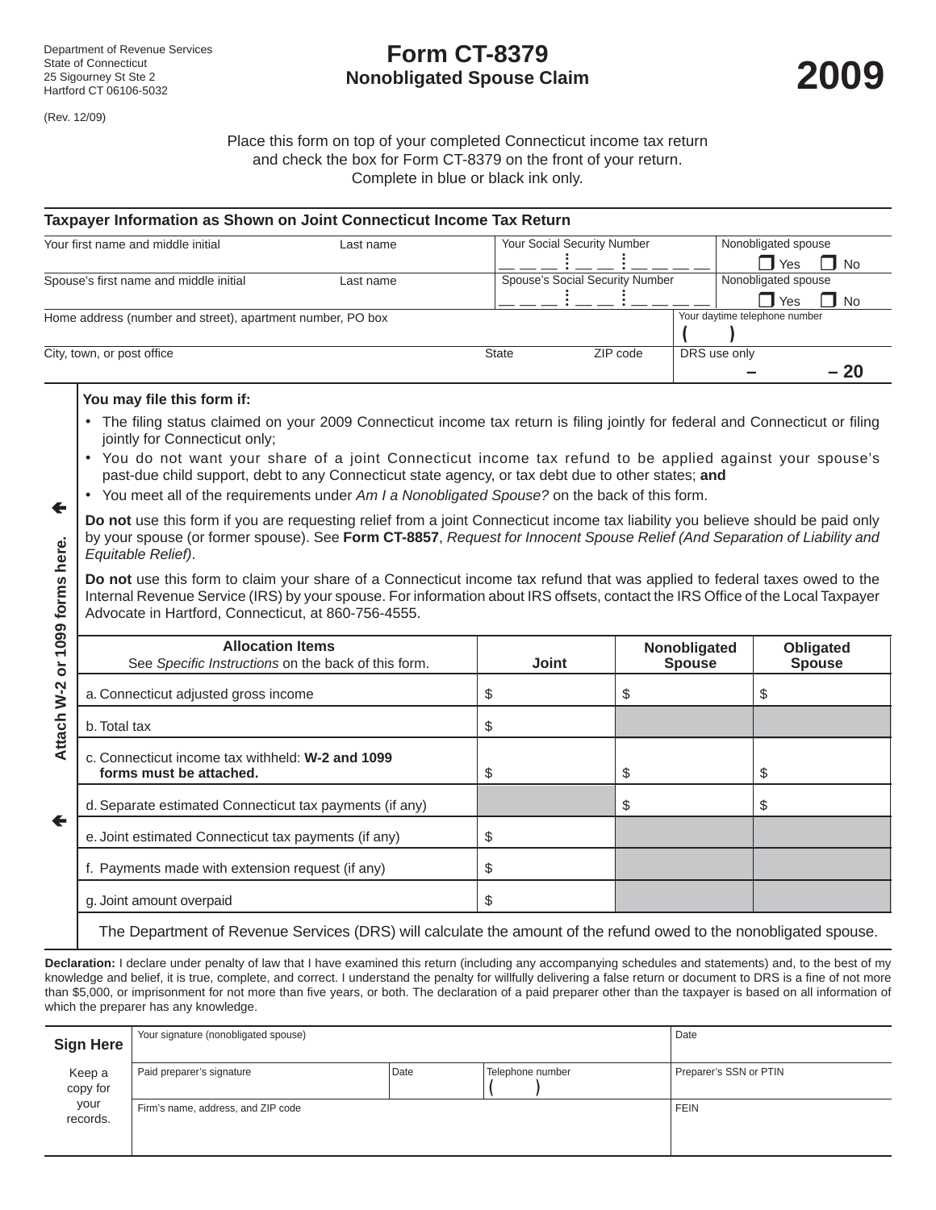Department of Revenue Services
State of Connecticut
25 Sigourney St Ste 2
Hartford CT 06106-5032

(Rev. 12/09)

# Form CT-8379

## Nonobligated Spouse Claim

# 2009

Place this form on top of your completed Connecticut income tax return and check the box for Form CT-8379 on the front of your return. Complete in blue or black ink only.

### Taxpayer Information as Shown on Joint Connecticut Income Tax Return

| Your first name and middle initial | Last name | Your Social Security Number | Nonobligated spouse ☐ Yes ☐ No |
|---|---|---|---|
| Spouse's first name and middle initial | Last name | Spouse's Social Security Number | Nonobligated spouse ☐ Yes ☐ No |
| Home address (number and street), apartment number, PO box | | | Your daytime telephone number ( ) |
| City, town, or post office | State | ZIP code | DRS use only – – 20 |

**You may file this form if:**

- The filing status claimed on your 2009 Connecticut income tax return is filing jointly for federal and Connecticut or filing jointly for Connecticut only;
- You do not want your share of a joint Connecticut income tax refund to be applied against your spouse's past-due child support, debt to any Connecticut state agency, or tax debt due to other states; **and**
- You meet all of the requirements under *Am I a Nonobligated Spouse?* on the back of this form.

**Do not** use this form if you are requesting relief from a joint Connecticut income tax liability you believe should be paid only by your spouse (or former spouse). See **Form CT-8857**, *Request for Innocent Spouse Relief (And Separation of Liability and Equitable Relief)*.

**Do not** use this form to claim your share of a Connecticut income tax refund that was applied to federal taxes owed to the Internal Revenue Service (IRS) by your spouse. For information about IRS offsets, contact the IRS Office of the Local Taxpayer Advocate in Hartford, Connecticut, at 860-756-4555.

**Attach W-2 or 1099 forms here.**

| Allocation Items<br>See *Specific Instructions* on the back of this form. | Joint | Nonobligated Spouse | Obligated Spouse |
|---|---|---|---|
| a. Connecticut adjusted gross income | $ | $ | $ |
| b. Total tax | $ | | |
| c. Connecticut income tax withheld: **W-2 and 1099 forms must be attached.** | $ | $ | $ |
| d. Separate estimated Connecticut tax payments (if any) | | $ | $ |
| e. Joint estimated Connecticut tax payments (if any) | $ | | |
| f. Payments made with extension request (if any) | $ | | |
| g. Joint amount overpaid | $ | | |

The Department of Revenue Services (DRS) will calculate the amount of the refund owed to the nonobligated spouse.

**Declaration:** I declare under penalty of law that I have examined this return (including any accompanying schedules and statements) and, to the best of my knowledge and belief, it is true, complete, and correct. I understand the penalty for willfully delivering a false return or document to DRS is a fine of not more than $5,000, or imprisonment for not more than five years, or both. The declaration of a paid preparer other than the taxpayer is based on all information of which the preparer has any knowledge.

| **Sign Here**<br>Keep a copy for your records. | Your signature (nonobligated spouse) | | | Date |
|---|---|---|---|---|
| | Paid preparer's signature | Date | Telephone number ( ) | Preparer's SSN or PTIN |
| | Firm's name, address, and ZIP code | | | FEIN |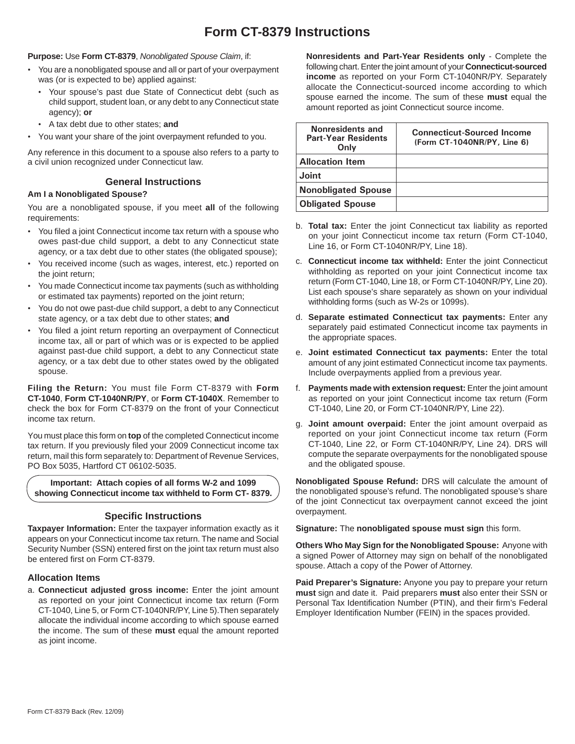# Form CT-8379 Instructions

**Purpose:** Use **Form CT-8379**, *Nonobligated Spouse Claim*, if:

- You are a nonobligated spouse and all or part of your overpayment was (or is expected to be) applied against:
  - Your spouse's past due State of Connecticut debt (such as child support, student loan, or any debt to any Connecticut state agency); **or**
  - A tax debt due to other states; **and**
- You want your share of the joint overpayment refunded to you.

Any reference in this document to a spouse also refers to a party to a civil union recognized under Connecticut law.

## General Instructions

### Am I a Nonobligated Spouse?

You are a nonobligated spouse, if you meet **all** of the following requirements:

- You filed a joint Connecticut income tax return with a spouse who owes past-due child support, a debt to any Connecticut state agency, or a tax debt due to other states (the obligated spouse);
- You received income (such as wages, interest, etc.) reported on the joint return;
- You made Connecticut income tax payments (such as withholding or estimated tax payments) reported on the joint return;
- You do not owe past-due child support, a debt to any Connecticut state agency, or a tax debt due to other states; **and**
- You filed a joint return reporting an overpayment of Connecticut income tax, all or part of which was or is expected to be applied against past-due child support, a debt to any Connecticut state agency, or a tax debt due to other states owed by the obligated spouse.

**Filing the Return:** You must file Form CT-8379 with **Form CT-1040**, **Form CT-1040NR/PY**, or **Form CT-1040X**. Remember to check the box for Form CT-8379 on the front of your Connecticut income tax return.

You must place this form on **top** of the completed Connecticut income tax return. If you previously filed your 2009 Connecticut income tax return, mail this form separately to: Department of Revenue Services, PO Box 5035, Hartford CT 06102-5035.

**Important: Attach copies of all forms W-2 and 1099 showing Connecticut income tax withheld to Form CT- 8379.**

## Specific Instructions

**Taxpayer Information:** Enter the taxpayer information exactly as it appears on your Connecticut income tax return. The name and Social Security Number (SSN) entered first on the joint tax return must also be entered first on Form CT-8379.

### Allocation Items

a. **Connecticut adjusted gross income:** Enter the joint amount as reported on your joint Connecticut income tax return (Form CT-1040, Line 5, or Form CT-1040NR/PY, Line 5).Then separately allocate the individual income according to which spouse earned the income. The sum of these **must** equal the amount reported as joint income.

**Nonresidents and Part-Year Residents only** - Complete the following chart. Enter the joint amount of your **Connecticut-sourced income** as reported on your Form CT-1040NR/PY. Separately allocate the Connecticut-sourced income according to which spouse earned the income. The sum of these **must** equal the amount reported as joint Connecticut source income.

| Nonresidents and Part-Year Residents Only | Connecticut-Sourced Income (Form CT-1040NR/PY, Line 6) |
|---|---|
| **Allocation Item** | |
| **Joint** | |
| **Nonobligated Spouse** | |
| **Obligated Spouse** | |

b. **Total tax:** Enter the joint Connecticut tax liability as reported on your joint Connecticut income tax return (Form CT-1040, Line 16, or Form CT-1040NR/PY, Line 18).

c. **Connecticut income tax withheld:** Enter the joint Connecticut withholding as reported on your joint Connecticut income tax return (Form CT-1040, Line 18, or Form CT-1040NR/PY, Line 20). List each spouse's share separately as shown on your individual withholding forms (such as W-2s or 1099s).

d. **Separate estimated Connecticut tax payments:** Enter any separately paid estimated Connecticut income tax payments in the appropriate spaces.

e. **Joint estimated Connecticut tax payments:** Enter the total amount of any joint estimated Connecticut income tax payments. Include overpayments applied from a previous year.

f. **Payments made with extension request:** Enter the joint amount as reported on your joint Connecticut income tax return (Form CT-1040, Line 20, or Form CT-1040NR/PY, Line 22).

g. **Joint amount overpaid:** Enter the joint amount overpaid as reported on your joint Connecticut income tax return (Form CT-1040, Line 22, or Form CT-1040NR/PY, Line 24). DRS will compute the separate overpayments for the nonobligated spouse and the obligated spouse.

**Nonobligated Spouse Refund:** DRS will calculate the amount of the nonobligated spouse's refund. The nonobligated spouse's share of the joint Connecticut tax overpayment cannot exceed the joint overpayment.

**Signature:** The **nonobligated spouse must sign** this form.

**Others Who May Sign for the Nonobligated Spouse:** Anyone with a signed Power of Attorney may sign on behalf of the nonobligated spouse. Attach a copy of the Power of Attorney.

**Paid Preparer's Signature:** Anyone you pay to prepare your return **must** sign and date it. Paid preparers **must** also enter their SSN or Personal Tax Identification Number (PTIN), and their firm's Federal Employer Identification Number (FEIN) in the spaces provided.

Form CT-8379 Back (Rev. 12/09)